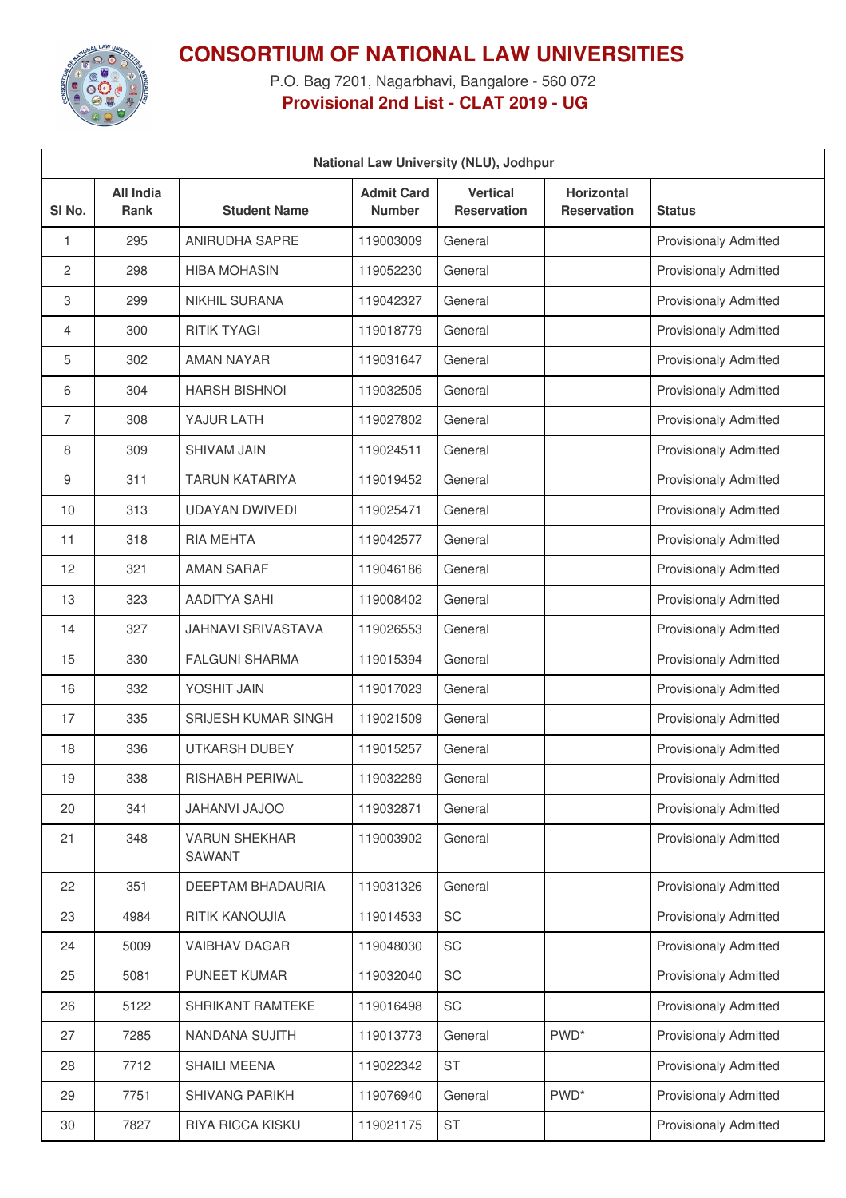# CONSORTIUM OF NATIONAL LAW UNIVERSITIES

P.O. Bag 7201, Nagarbhavi, Bangalore - 560 072

**Provisional 2nd List - CLAT 2019 - UG**

| National Law University (NLU), Jodhpur | | | | | | |
|---|---|---|---|---|---|---|
| Sl No. | All India Rank | Student Name | Admit Card Number | Vertical Reservation | Horizontal Reservation | Status |
| 1 | 295 | ANIRUDHA SAPRE | 119003009 | General | | Provisionaly Admitted |
| 2 | 298 | HIBA MOHASIN | 119052230 | General | | Provisionaly Admitted |
| 3 | 299 | NIKHIL SURANA | 119042327 | General | | Provisionaly Admitted |
| 4 | 300 | RITIK TYAGI | 119018779 | General | | Provisionaly Admitted |
| 5 | 302 | AMAN NAYAR | 119031647 | General | | Provisionaly Admitted |
| 6 | 304 | HARSH BISHNOI | 119032505 | General | | Provisionaly Admitted |
| 7 | 308 | YAJUR LATH | 119027802 | General | | Provisionaly Admitted |
| 8 | 309 | SHIVAM JAIN | 119024511 | General | | Provisionaly Admitted |
| 9 | 311 | TARUN KATARIYA | 119019452 | General | | Provisionaly Admitted |
| 10 | 313 | UDAYAN DWIVEDI | 119025471 | General | | Provisionaly Admitted |
| 11 | 318 | RIA MEHTA | 119042577 | General | | Provisionaly Admitted |
| 12 | 321 | AMAN SARAF | 119046186 | General | | Provisionaly Admitted |
| 13 | 323 | AADITYA SAHI | 119008402 | General | | Provisionaly Admitted |
| 14 | 327 | JAHNAVI SRIVASTAVA | 119026553 | General | | Provisionaly Admitted |
| 15 | 330 | FALGUNI SHARMA | 119015394 | General | | Provisionaly Admitted |
| 16 | 332 | YOSHIT JAIN | 119017023 | General | | Provisionaly Admitted |
| 17 | 335 | SRIJESH KUMAR SINGH | 119021509 | General | | Provisionaly Admitted |
| 18 | 336 | UTKARSH DUBEY | 119015257 | General | | Provisionaly Admitted |
| 19 | 338 | RISHABH PERIWAL | 119032289 | General | | Provisionaly Admitted |
| 20 | 341 | JAHANVI JAJOO | 119032871 | General | | Provisionaly Admitted |
| 21 | 348 | VARUN SHEKHAR SAWANT | 119003902 | General | | Provisionaly Admitted |
| 22 | 351 | DEEPTAM BHADAURIA | 119031326 | General | | Provisionaly Admitted |
| 23 | 4984 | RITIK KANOUJIA | 119014533 | SC | | Provisionaly Admitted |
| 24 | 5009 | VAIBHAV DAGAR | 119048030 | SC | | Provisionaly Admitted |
| 25 | 5081 | PUNEET KUMAR | 119032040 | SC | | Provisionaly Admitted |
| 26 | 5122 | SHRIKANT RAMTEKE | 119016498 | SC | | Provisionaly Admitted |
| 27 | 7285 | NANDANA SUJITH | 119013773 | General | PWD* | Provisionaly Admitted |
| 28 | 7712 | SHAILI MEENA | 119022342 | ST | | Provisionaly Admitted |
| 29 | 7751 | SHIVANG PARIKH | 119076940 | General | PWD* | Provisionaly Admitted |
| 30 | 7827 | RIYA RICCA KISKU | 119021175 | ST | | Provisionaly Admitted |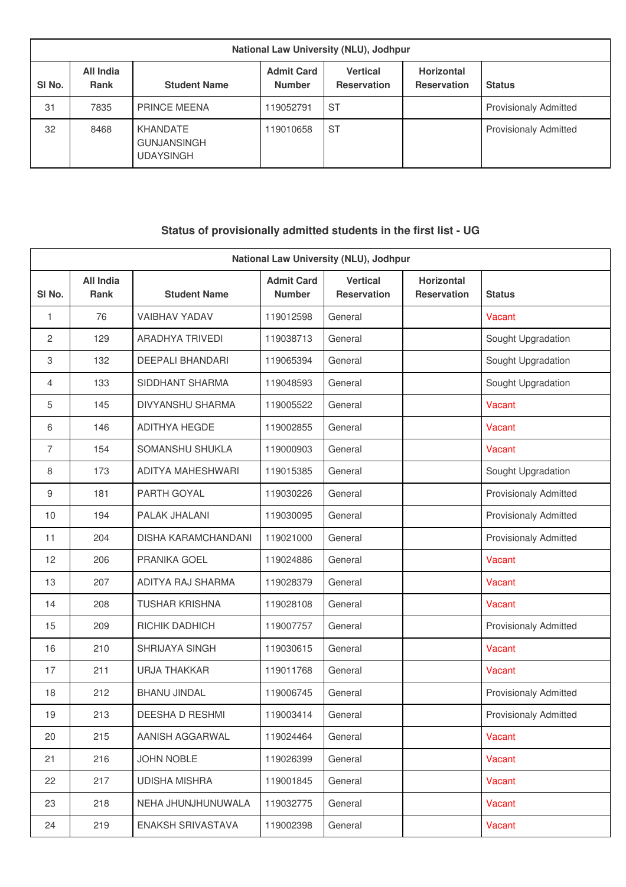| National Law University (NLU), Jodhpur | | | | | | |
|---|---|---|---|---|---|---|
| Sl No. | All India Rank | Student Name | Admit Card Number | Vertical Reservation | Horizontal Reservation | Status |
| 31 | 7835 | PRINCE MEENA | 119052791 | ST | | Provisionaly Admitted |
| 32 | 8468 | KHANDATE GUNJANSINGH UDAYSINGH | 119010658 | ST | | Provisionaly Admitted |

## Status of provisionally admitted students in the first list - UG

| National Law University (NLU), Jodhpur | | | | | | |
|---|---|---|---|---|---|---|
| Sl No. | All India Rank | Student Name | Admit Card Number | Vertical Reservation | Horizontal Reservation | Status |
| 1 | 76 | VAIBHAV YADAV | 119012598 | General | | Vacant |
| 2 | 129 | ARADHYA TRIVEDI | 119038713 | General | | Sought Upgradation |
| 3 | 132 | DEEPALI BHANDARI | 119065394 | General | | Sought Upgradation |
| 4 | 133 | SIDDHANT SHARMA | 119048593 | General | | Sought Upgradation |
| 5 | 145 | DIVYANSHU SHARMA | 119005522 | General | | Vacant |
| 6 | 146 | ADITHYA HEGDE | 119002855 | General | | Vacant |
| 7 | 154 | SOMANSHU SHUKLA | 119000903 | General | | Vacant |
| 8 | 173 | ADITYA MAHESHWARI | 119015385 | General | | Sought Upgradation |
| 9 | 181 | PARTH GOYAL | 119030226 | General | | Provisionaly Admitted |
| 10 | 194 | PALAK JHALANI | 119030095 | General | | Provisionaly Admitted |
| 11 | 204 | DISHA KARAMCHANDANI | 119021000 | General | | Provisionaly Admitted |
| 12 | 206 | PRANIKA GOEL | 119024886 | General | | Vacant |
| 13 | 207 | ADITYA RAJ SHARMA | 119028379 | General | | Vacant |
| 14 | 208 | TUSHAR KRISHNA | 119028108 | General | | Vacant |
| 15 | 209 | RICHIK DADHICH | 119007757 | General | | Provisionaly Admitted |
| 16 | 210 | SHRIJAYA SINGH | 119030615 | General | | Vacant |
| 17 | 211 | URJA THAKKAR | 119011768 | General | | Vacant |
| 18 | 212 | BHANU JINDAL | 119006745 | General | | Provisionaly Admitted |
| 19 | 213 | DEESHA D RESHMI | 119003414 | General | | Provisionaly Admitted |
| 20 | 215 | AANISH AGGARWAL | 119024464 | General | | Vacant |
| 21 | 216 | JOHN NOBLE | 119026399 | General | | Vacant |
| 22 | 217 | UDISHA MISHRA | 119001845 | General | | Vacant |
| 23 | 218 | NEHA JHUNJHUNUWALA | 119032775 | General | | Vacant |
| 24 | 219 | ENAKSH SRIVASTAVA | 119002398 | General | | Vacant |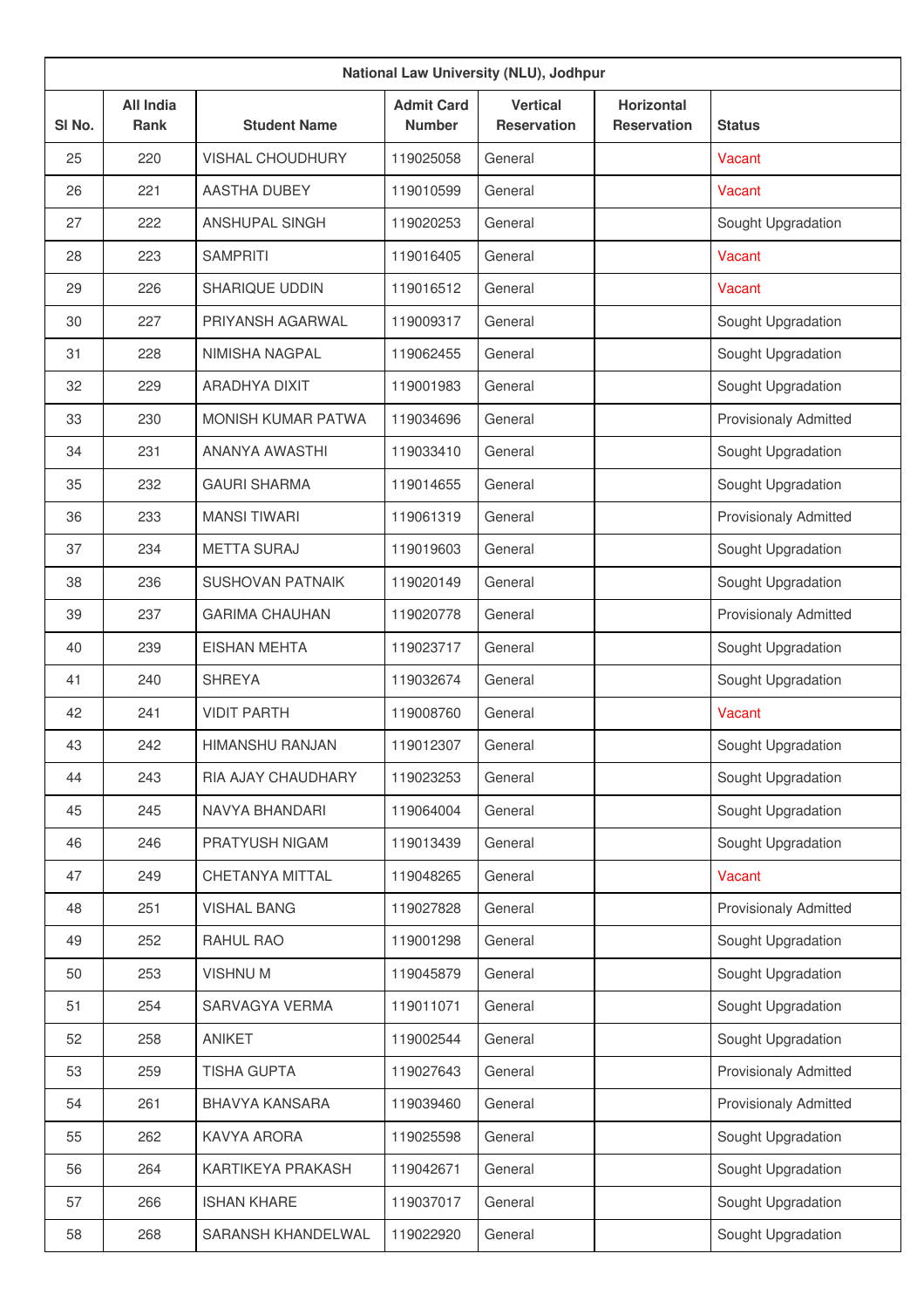| National Law University (NLU), Jodhpur | | | | | | |
|---|---|---|---|---|---|---|
| Sl No. | All India Rank | Student Name | Admit Card Number | Vertical Reservation | Horizontal Reservation | Status |
| 25 | 220 | VISHAL CHOUDHURY | 119025058 | General | | Vacant |
| 26 | 221 | AASTHA DUBEY | 119010599 | General | | Vacant |
| 27 | 222 | ANSHUPAL SINGH | 119020253 | General | | Sought Upgradation |
| 28 | 223 | SAMPRITI | 119016405 | General | | Vacant |
| 29 | 226 | SHARIQUE UDDIN | 119016512 | General | | Vacant |
| 30 | 227 | PRIYANSH AGARWAL | 119009317 | General | | Sought Upgradation |
| 31 | 228 | NIMISHA NAGPAL | 119062455 | General | | Sought Upgradation |
| 32 | 229 | ARADHYA DIXIT | 119001983 | General | | Sought Upgradation |
| 33 | 230 | MONISH KUMAR PATWA | 119034696 | General | | Provisionaly Admitted |
| 34 | 231 | ANANYA AWASTHI | 119033410 | General | | Sought Upgradation |
| 35 | 232 | GAURI SHARMA | 119014655 | General | | Sought Upgradation |
| 36 | 233 | MANSI TIWARI | 119061319 | General | | Provisionaly Admitted |
| 37 | 234 | METTA SURAJ | 119019603 | General | | Sought Upgradation |
| 38 | 236 | SUSHOVAN PATNAIK | 119020149 | General | | Sought Upgradation |
| 39 | 237 | GARIMA CHAUHAN | 119020778 | General | | Provisionaly Admitted |
| 40 | 239 | EISHAN MEHTA | 119023717 | General | | Sought Upgradation |
| 41 | 240 | SHREYA | 119032674 | General | | Sought Upgradation |
| 42 | 241 | VIDIT PARTH | 119008760 | General | | Vacant |
| 43 | 242 | HIMANSHU RANJAN | 119012307 | General | | Sought Upgradation |
| 44 | 243 | RIA AJAY CHAUDHARY | 119023253 | General | | Sought Upgradation |
| 45 | 245 | NAVYA BHANDARI | 119064004 | General | | Sought Upgradation |
| 46 | 246 | PRATYUSH NIGAM | 119013439 | General | | Sought Upgradation |
| 47 | 249 | CHETANYA MITTAL | 119048265 | General | | Vacant |
| 48 | 251 | VISHAL BANG | 119027828 | General | | Provisionaly Admitted |
| 49 | 252 | RAHUL RAO | 119001298 | General | | Sought Upgradation |
| 50 | 253 | VISHNU M | 119045879 | General | | Sought Upgradation |
| 51 | 254 | SARVAGYA VERMA | 119011071 | General | | Sought Upgradation |
| 52 | 258 | ANIKET | 119002544 | General | | Sought Upgradation |
| 53 | 259 | TISHA GUPTA | 119027643 | General | | Provisionaly Admitted |
| 54 | 261 | BHAVYA KANSARA | 119039460 | General | | Provisionaly Admitted |
| 55 | 262 | KAVYA ARORA | 119025598 | General | | Sought Upgradation |
| 56 | 264 | KARTIKEYA PRAKASH | 119042671 | General | | Sought Upgradation |
| 57 | 266 | ISHAN KHARE | 119037017 | General | | Sought Upgradation |
| 58 | 268 | SARANSH KHANDELWAL | 119022920 | General | | Sought Upgradation |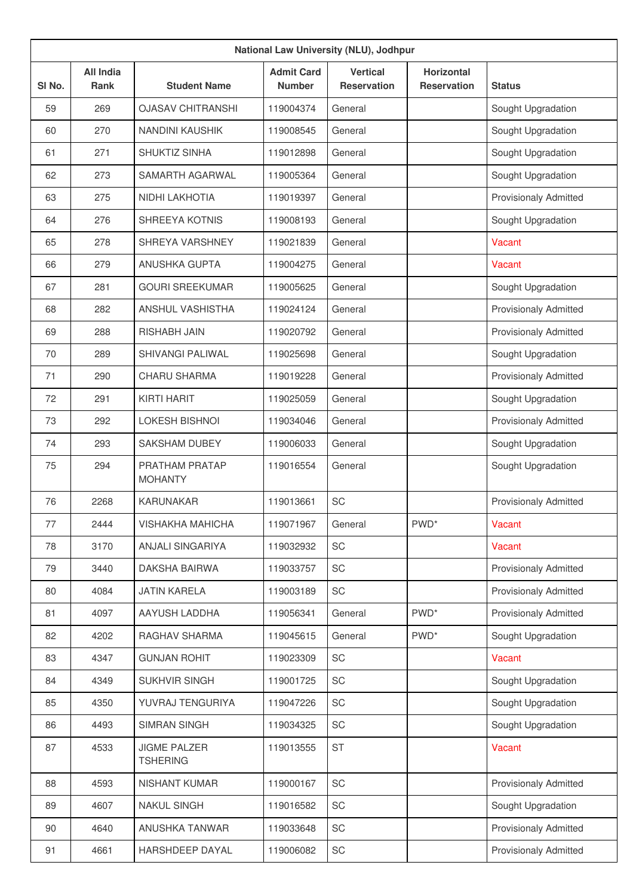| National Law University (NLU), Jodhpur | | | | | | |
|---|---|---|---|---|---|---|
| Sl No. | All India Rank | Student Name | Admit Card Number | Vertical Reservation | Horizontal Reservation | Status |
| 59 | 269 | OJASAV CHITRANSHI | 119004374 | General | | Sought Upgradation |
| 60 | 270 | NANDINI KAUSHIK | 119008545 | General | | Sought Upgradation |
| 61 | 271 | SHUKTIZ SINHA | 119012898 | General | | Sought Upgradation |
| 62 | 273 | SAMARTH AGARWAL | 119005364 | General | | Sought Upgradation |
| 63 | 275 | NIDHI LAKHOTIA | 119019397 | General | | Provisionally Admitted |
| 64 | 276 | SHREEYA KOTNIS | 119008193 | General | | Sought Upgradation |
| 65 | 278 | SHREYA VARSHNEY | 119021839 | General | | Vacant |
| 66 | 279 | ANUSHKA GUPTA | 119004275 | General | | Vacant |
| 67 | 281 | GOURI SREEKUMAR | 119005625 | General | | Sought Upgradation |
| 68 | 282 | ANSHUL VASHISTHA | 119024124 | General | | Provisionally Admitted |
| 69 | 288 | RISHABH JAIN | 119020792 | General | | Provisionally Admitted |
| 70 | 289 | SHIVANGI PALIWAL | 119025698 | General | | Sought Upgradation |
| 71 | 290 | CHARU SHARMA | 119019228 | General | | Provisionally Admitted |
| 72 | 291 | KIRTI HARIT | 119025059 | General | | Sought Upgradation |
| 73 | 292 | LOKESH BISHNOI | 119034046 | General | | Provisionally Admitted |
| 74 | 293 | SAKSHAM DUBEY | 119006033 | General | | Sought Upgradation |
| 75 | 294 | PRATHAM PRATAP MOHANTY | 119016554 | General | | Sought Upgradation |
| 76 | 2268 | KARUNAKAR | 119013661 | SC | | Provisionally Admitted |
| 77 | 2444 | VISHAKHA MAHICHA | 119071967 | General | PWD* | Vacant |
| 78 | 3170 | ANJALI SINGARIYA | 119032932 | SC | | Vacant |
| 79 | 3440 | DAKSHA BAIRWA | 119033757 | SC | | Provisionally Admitted |
| 80 | 4084 | JATIN KARELA | 119003189 | SC | | Provisionally Admitted |
| 81 | 4097 | AAYUSH LADDHA | 119056341 | General | PWD* | Provisionally Admitted |
| 82 | 4202 | RAGHAV SHARMA | 119045615 | General | PWD* | Sought Upgradation |
| 83 | 4347 | GUNJAN ROHIT | 119023309 | SC | | Vacant |
| 84 | 4349 | SUKHVIR SINGH | 119001725 | SC | | Sought Upgradation |
| 85 | 4350 | YUVRAJ TENGURIYA | 119047226 | SC | | Sought Upgradation |
| 86 | 4493 | SIMRAN SINGH | 119034325 | SC | | Sought Upgradation |
| 87 | 4533 | JIGME PALZER TSHERING | 119013555 | ST | | Vacant |
| 88 | 4593 | NISHANT KUMAR | 119000167 | SC | | Provisionally Admitted |
| 89 | 4607 | NAKUL SINGH | 119016582 | SC | | Sought Upgradation |
| 90 | 4640 | ANUSHKA TANWAR | 119033648 | SC | | Provisionally Admitted |
| 91 | 4661 | HARSHDEEP DAYAL | 119006082 | SC | | Provisionally Admitted |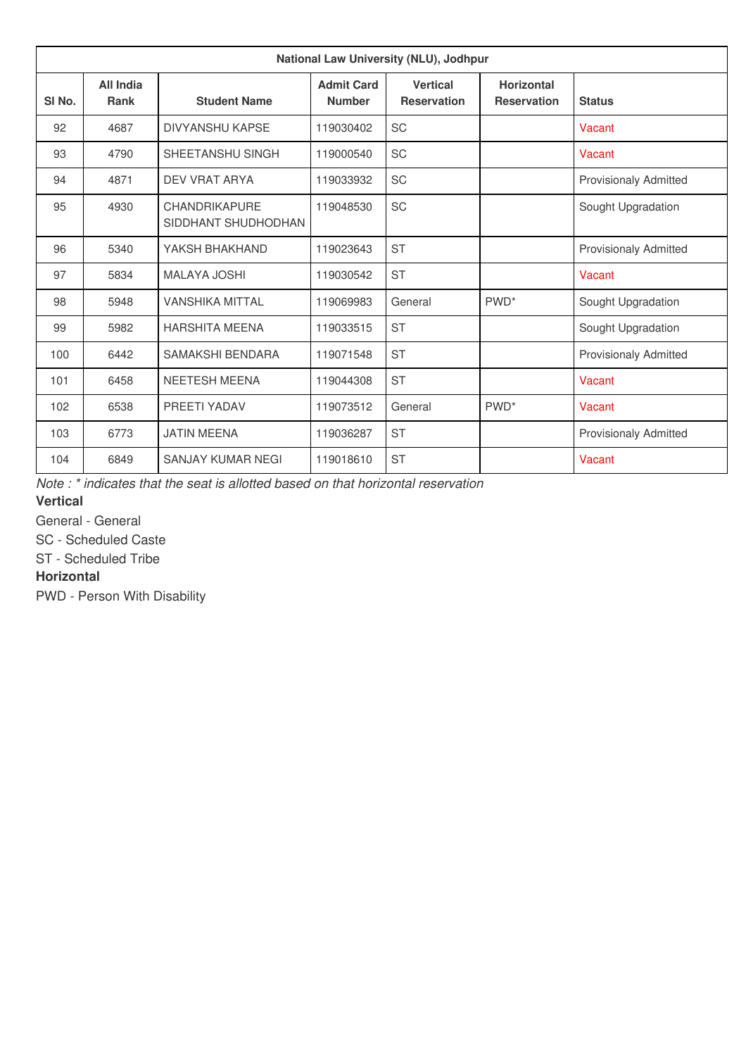| National Law University (NLU), Jodhpur | | | | | | |
|---|---|---|---|---|---|---|
| Sl No. | All India Rank | Student Name | Admit Card Number | Vertical Reservation | Horizontal Reservation | Status |
| 92 | 4687 | DIVYANSHU KAPSE | 119030402 | SC | | Vacant |
| 93 | 4790 | SHEETANSHU SINGH | 119000540 | SC | | Vacant |
| 94 | 4871 | DEV VRAT ARYA | 119033932 | SC | | Provisionaly Admitted |
| 95 | 4930 | CHANDRIKAPURE SIDDHANT SHUDHODHAN | 119048530 | SC | | Sought Upgradation |
| 96 | 5340 | YAKSH BHAKHAND | 119023643 | ST | | Provisionaly Admitted |
| 97 | 5834 | MALAYA JOSHI | 119030542 | ST | | Vacant |
| 98 | 5948 | VANSHIKA MITTAL | 119069983 | General | PWD* | Sought Upgradation |
| 99 | 5982 | HARSHITA MEENA | 119033515 | ST | | Sought Upgradation |
| 100 | 6442 | SAMAKSHI BENDARA | 119071548 | ST | | Provisionaly Admitted |
| 101 | 6458 | NEETESH MEENA | 119044308 | ST | | Vacant |
| 102 | 6538 | PREETI YADAV | 119073512 | General | PWD* | Vacant |
| 103 | 6773 | JATIN MEENA | 119036287 | ST | | Provisionaly Admitted |
| 104 | 6849 | SANJAY KUMAR NEGI | 119018610 | ST | | Vacant |

*Note : * indicates that the seat is allotted based on that horizontal reservation*

**Vertical**

General - General

SC - Scheduled Caste

ST - Scheduled Tribe

**Horizontal**

PWD - Person With Disability